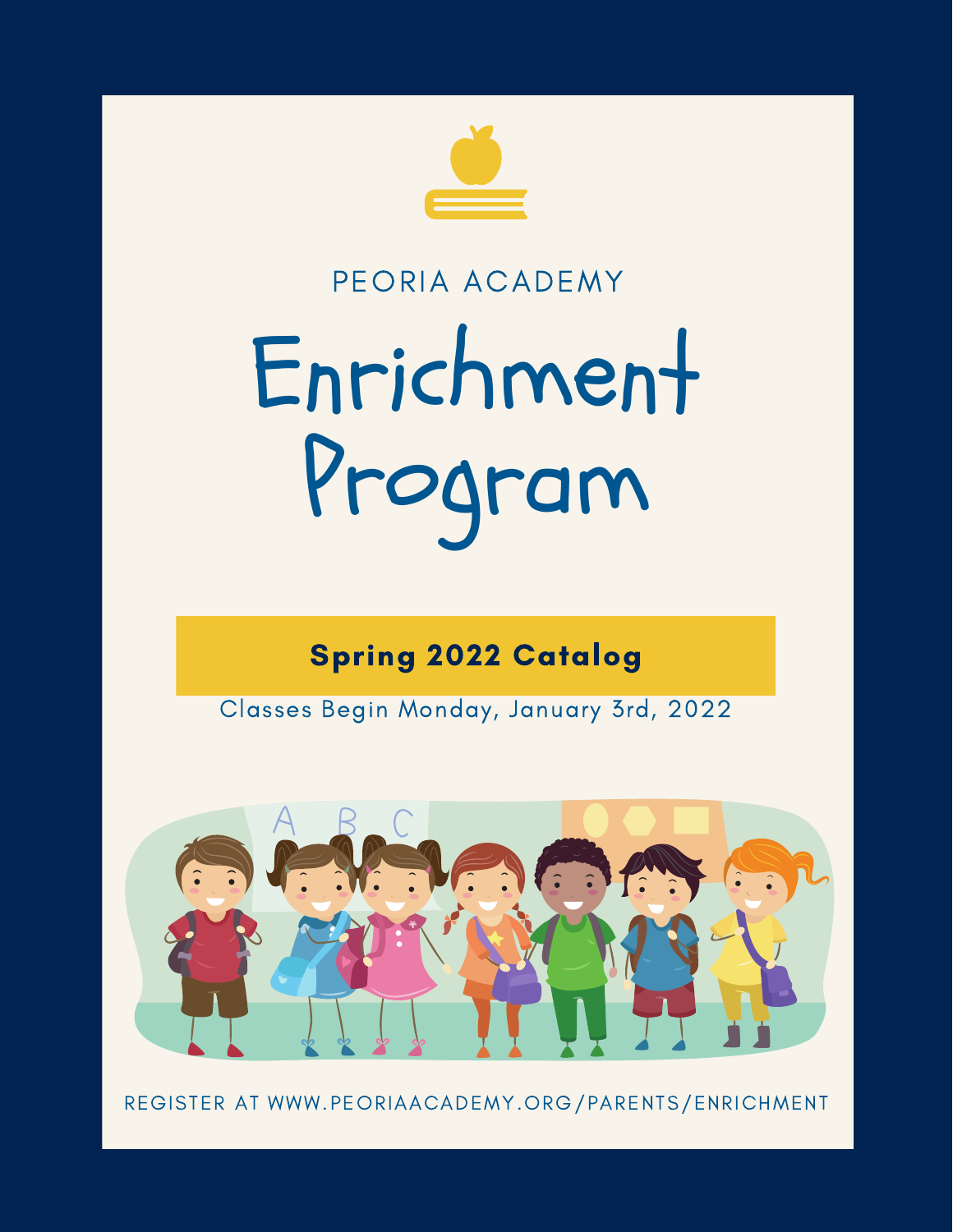PEORIA ACADEMY

# Enrichment Program

## Spring 2022 Catalog

Classes Begin Monday, January 3rd, 2022

REGISTER AT WWW.PEORIAACADEMY.ORG/PARENTS/ENRICHMENT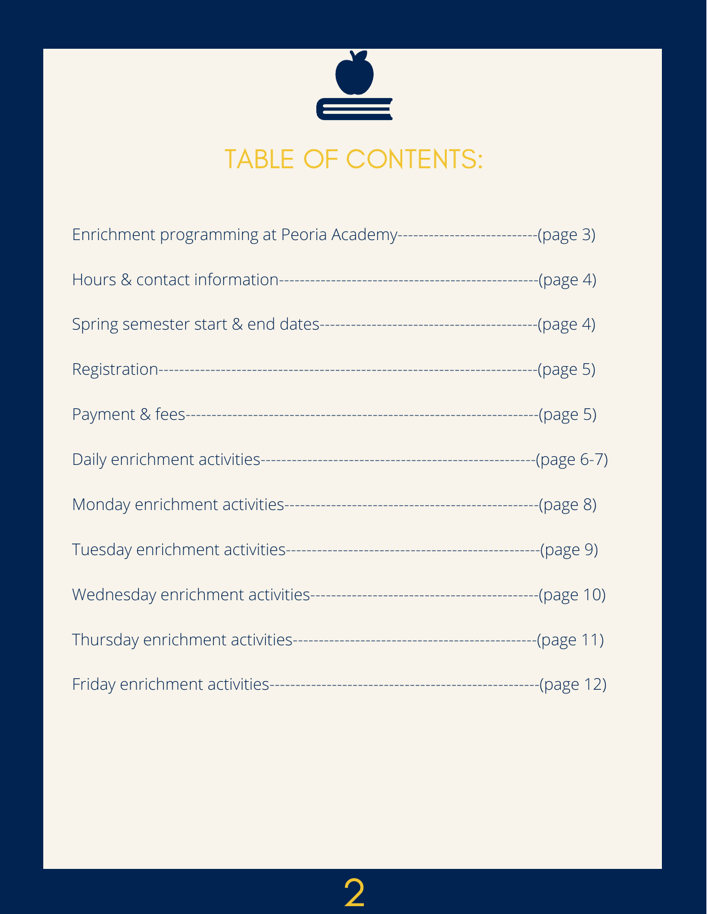# TABLE OF CONTENTS:

Enrichment programming at Peoria Academy--------------------------(page 3)

Hours & contact information---------------------------------------------(page 4)

Spring semester start & end dates----------------------------------------(page 4)

Registration-------------------------------------------------------------------(page 5)

Payment & fees---------------------------------------------------------------(page 5)

Daily enrichment activities---------------------------------------------------(page 6-7)

Monday enrichment activities---------------------------------------------(page 8)

Tuesday enrichment activities---------------------------------------------(page 9)

Wednesday enrichment activities-----------------------------------------(page 10)

Thursday enrichment activities-------------------------------------------(page 11)

Friday enrichment activities-----------------------------------------------(page 12)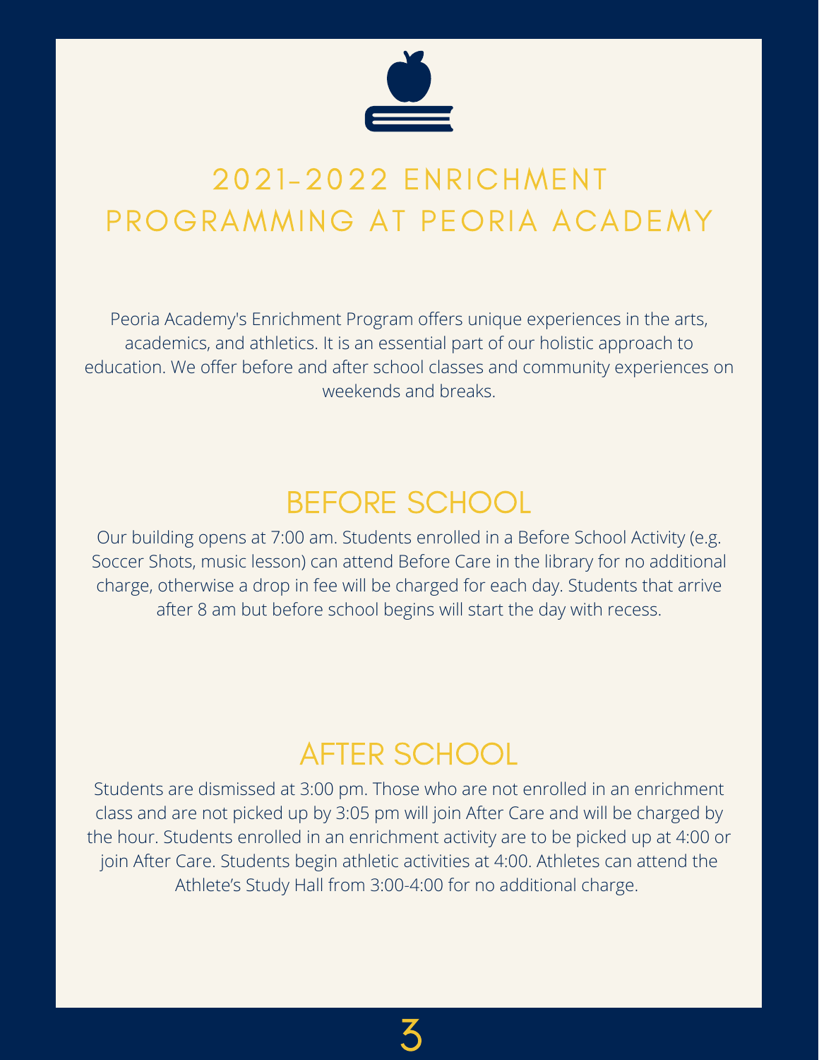# 2021-2022 ENRICHMENT PROGRAMMING AT PEORIA ACADEMY

Peoria Academy's Enrichment Program offers unique experiences in the arts, academics, and athletics. It is an essential part of our holistic approach to education. We offer before and after school classes and community experiences on weekends and breaks.

## BEFORE SCHOOL

Our building opens at 7:00 am. Students enrolled in a Before School Activity (e.g. Soccer Shots, music lesson) can attend Before Care in the library for no additional charge, otherwise a drop in fee will be charged for each day. Students that arrive after 8 am but before school begins will start the day with recess.

## AFTER SCHOOL

Students are dismissed at 3:00 pm. Those who are not enrolled in an enrichment class and are not picked up by 3:05 pm will join After Care and will be charged by the hour. Students enrolled in an enrichment activity are to be picked up at 4:00 or join After Care. Students begin athletic activities at 4:00. Athletes can attend the Athlete's Study Hall from 3:00-4:00 for no additional charge.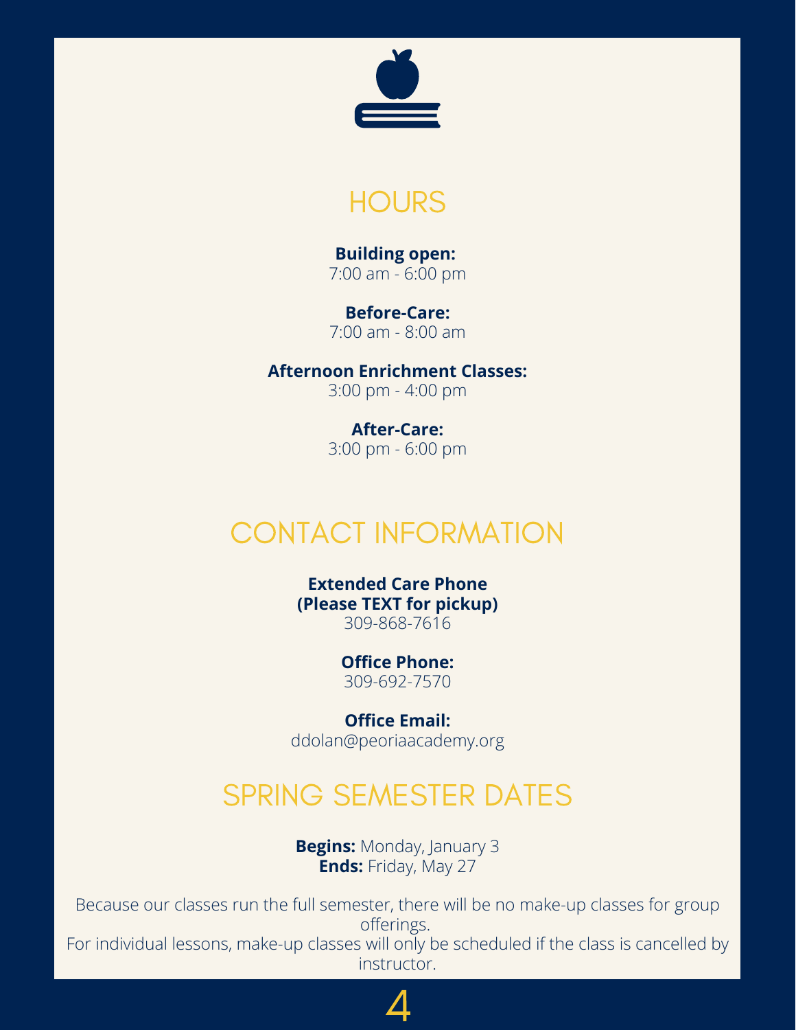## HOURS

**Building open:**
7:00 am - 6:00 pm

**Before-Care:**
7:00 am - 8:00 am

**Afternoon Enrichment Classes:**
3:00 pm - 4:00 pm

**After-Care:**
3:00 pm - 6:00 pm

## CONTACT INFORMATION

**Extended Care Phone**
**(Please TEXT for pickup)**
309-868-7616

**Office Phone:**
309-692-7570

**Office Email:**
ddolan@peoriaacademy.org

## SPRING SEMESTER DATES

**Begins:** Monday, January 3
**Ends:** Friday, May 27

Because our classes run the full semester, there will be no make-up classes for group offerings.
For individual lessons, make-up classes will only be scheduled if the class is cancelled by instructor.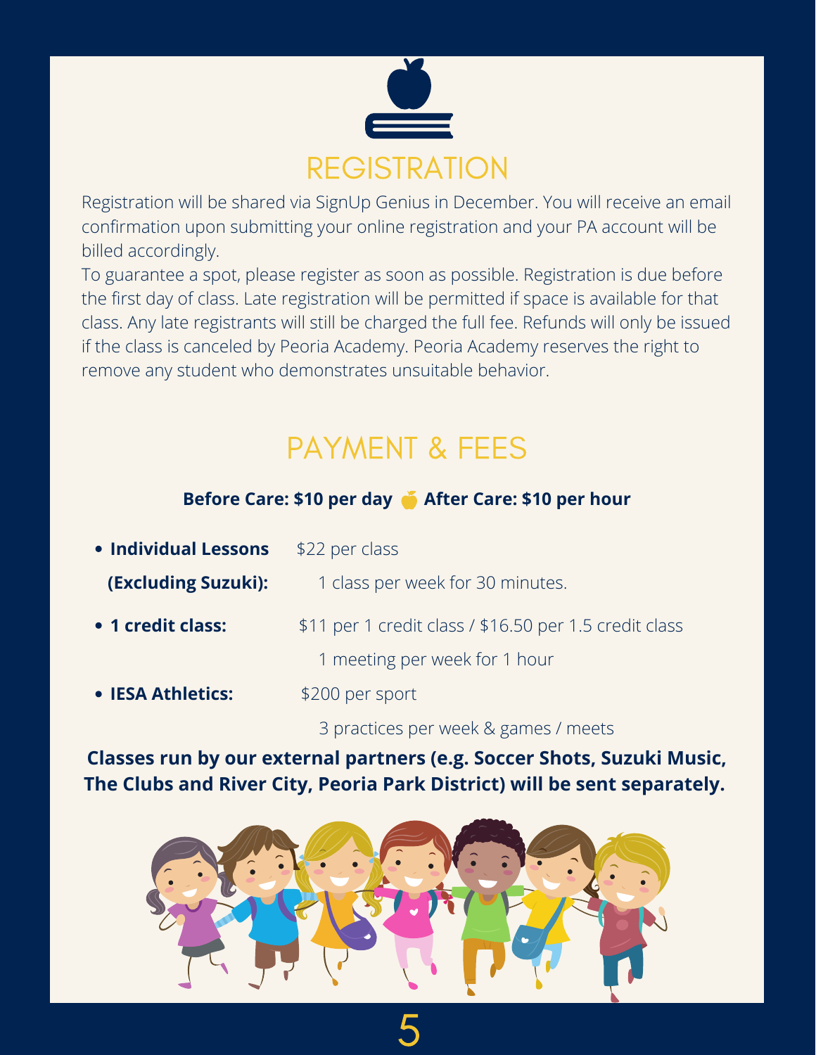## REGISTRATION

Registration will be shared via SignUp Genius in December. You will receive an email confirmation upon submitting your online registration and your PA account will be billed accordingly.

To guarantee a spot, please register as soon as possible. Registration is due before the first day of class. Late registration will be permitted if space is available for that class. Any late registrants will still be charged the full fee. Refunds will only be issued if the class is canceled by Peoria Academy. Peoria Academy reserves the right to remove any student who demonstrates unsuitable behavior.

## PAYMENT & FEES

**Before Care: $10 per day** 🍏 **After Care: $10 per hour**

- **Individual Lessons (Excluding Suzuki):** $22 per class
  1 class per week for 30 minutes.
- **1 credit class:** $11 per 1 credit class / $16.50 per 1.5 credit class
  1 meeting per week for 1 hour
- **IESA Athletics:** $200 per sport
  3 practices per week & games / meets

**Classes run by our external partners (e.g. Soccer Shots, Suzuki Music, The Clubs and River City, Peoria Park District) will be sent separately.**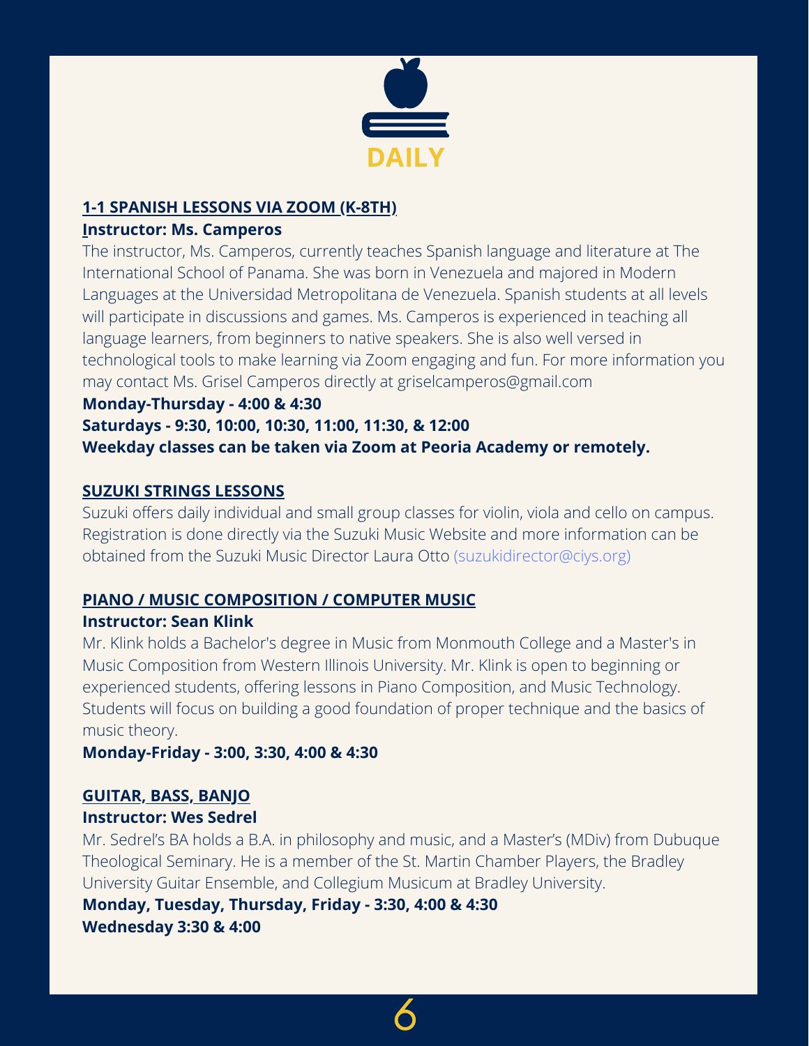# DAILY

## 1-1 SPANISH LESSONS VIA ZOOM (K-8TH)

**Instructor: Ms. Camperos**

The instructor, Ms. Camperos, currently teaches Spanish language and literature at The International School of Panama. She was born in Venezuela and majored in Modern Languages at the Universidad Metropolitana de Venezuela. Spanish students at all levels will participate in discussions and games. Ms. Camperos is experienced in teaching all language learners, from beginners to native speakers. She is also well versed in technological tools to make learning via Zoom engaging and fun. For more information you may contact Ms. Grisel Camperos directly at griselcamperos@gmail.com

**Monday-Thursday - 4:00 & 4:30**

**Saturdays - 9:30, 10:00, 10:30, 11:00, 11:30, & 12:00**

**Weekday classes can be taken via Zoom at Peoria Academy or remotely.**

## SUZUKI STRINGS LESSONS

Suzuki offers daily individual and small group classes for violin, viola and cello on campus. Registration is done directly via the Suzuki Music Website and more information can be obtained from the Suzuki Music Director Laura Otto (suzukidirector@ciys.org)

## PIANO / MUSIC COMPOSITION / COMPUTER MUSIC

**Instructor: Sean Klink**

Mr. Klink holds a Bachelor's degree in Music from Monmouth College and a Master's in Music Composition from Western Illinois University. Mr. Klink is open to beginning or experienced students, offering lessons in Piano Composition, and Music Technology. Students will focus on building a good foundation of proper technique and the basics of music theory.

**Monday-Friday - 3:00, 3:30, 4:00 & 4:30**

## GUITAR, BASS, BANJO

**Instructor: Wes Sedrel**

Mr. Sedrel's BA holds a B.A. in philosophy and music, and a Master's (MDiv) from Dubuque Theological Seminary. He is a member of the St. Martin Chamber Players, the Bradley University Guitar Ensemble, and Collegium Musicum at Bradley University.

**Monday, Tuesday, Thursday, Friday - 3:30, 4:00 & 4:30**

**Wednesday 3:30 & 4:00**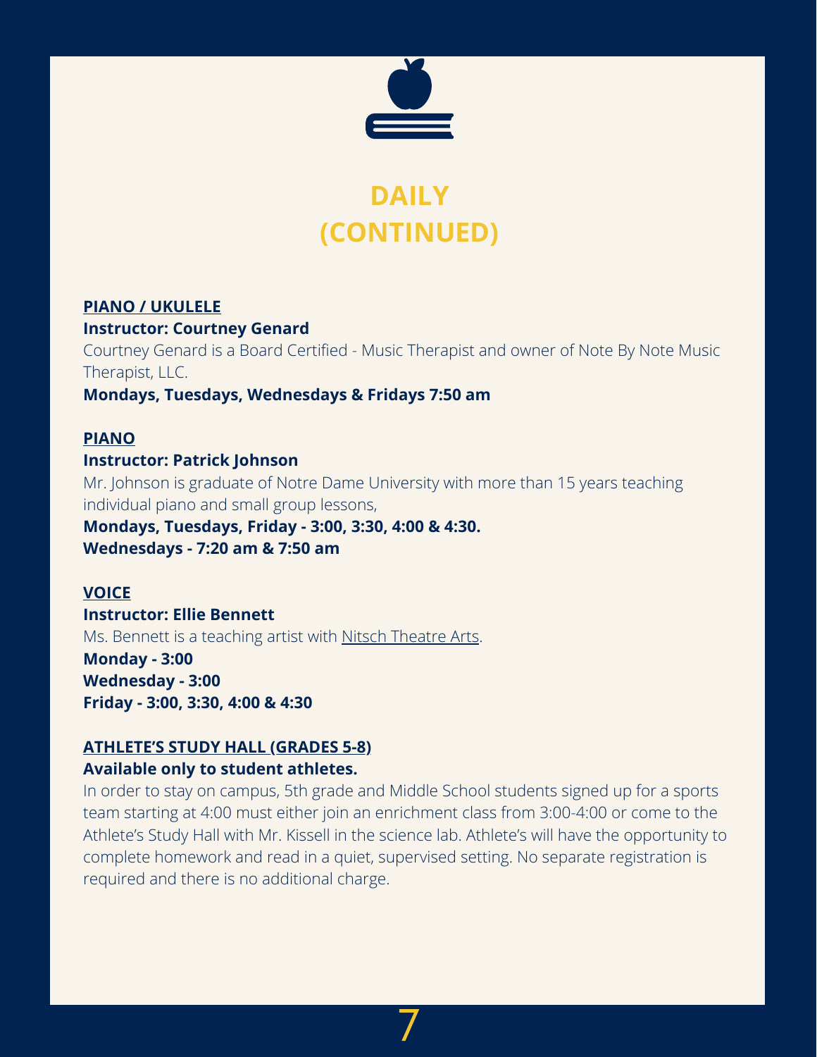# DAILY (CONTINUED)

**PIANO / UKULELE**

**Instructor: Courtney Genard**

Courtney Genard is a Board Certified - Music Therapist and owner of Note By Note Music Therapist, LLC.

**Mondays, Tuesdays, Wednesdays & Fridays 7:50 am**

**PIANO**

**Instructor: Patrick Johnson**

Mr. Johnson is graduate of Notre Dame University with more than 15 years teaching individual piano and small group lessons,

**Mondays, Tuesdays, Friday - 3:00, 3:30, 4:00 & 4:30.**
**Wednesdays - 7:20 am & 7:50 am**

**VOICE**

**Instructor: Ellie Bennett**

Ms. Bennett is a teaching artist with Nitsch Theatre Arts.

**Monday - 3:00**
**Wednesday - 3:00**
**Friday - 3:00, 3:30, 4:00 & 4:30**

**ATHLETE'S STUDY HALL (GRADES 5-8)**

**Available only to student athletes.**

In order to stay on campus, 5th grade and Middle School students signed up for a sports team starting at 4:00 must either join an enrichment class from 3:00-4:00 or come to the Athlete's Study Hall with Mr. Kissell in the science lab. Athlete's will have the opportunity to complete homework and read in a quiet, supervised setting. No separate registration is required and there is no additional charge.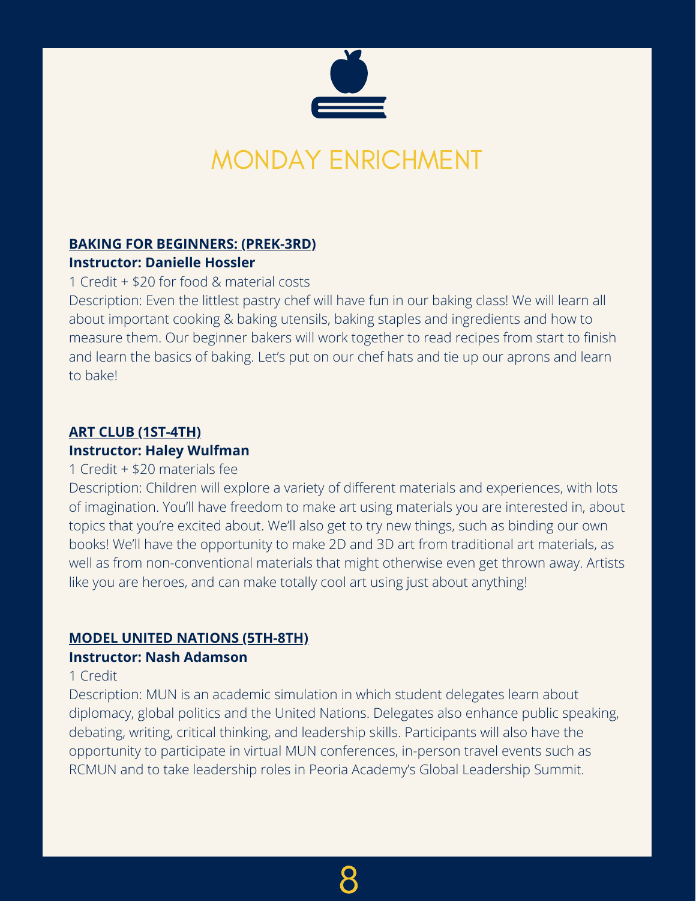# MONDAY ENRICHMENT

**BAKING FOR BEGINNERS: (PREK-3RD)**

**Instructor: Danielle Hossler**

1 Credit + $20 for food & material costs

Description: Even the littlest pastry chef will have fun in our baking class! We will learn all about important cooking & baking utensils, baking staples and ingredients and how to measure them. Our beginner bakers will work together to read recipes from start to finish and learn the basics of baking. Let's put on our chef hats and tie up our aprons and learn to bake!

**ART CLUB (1ST-4TH)**

**Instructor: Haley Wulfman**

1 Credit + $20 materials fee

Description: Children will explore a variety of different materials and experiences, with lots of imagination. You'll have freedom to make art using materials you are interested in, about topics that you're excited about. We'll also get to try new things, such as binding our own books! We'll have the opportunity to make 2D and 3D art from traditional art materials, as well as from non-conventional materials that might otherwise even get thrown away. Artists like you are heroes, and can make totally cool art using just about anything!

**MODEL UNITED NATIONS (5TH-8TH)**

**Instructor: Nash Adamson**

1 Credit

Description: MUN is an academic simulation in which student delegates learn about diplomacy, global politics and the United Nations. Delegates also enhance public speaking, debating, writing, critical thinking, and leadership skills. Participants will also have the opportunity to participate in virtual MUN conferences, in-person travel events such as RCMUN and to take leadership roles in Peoria Academy's Global Leadership Summit.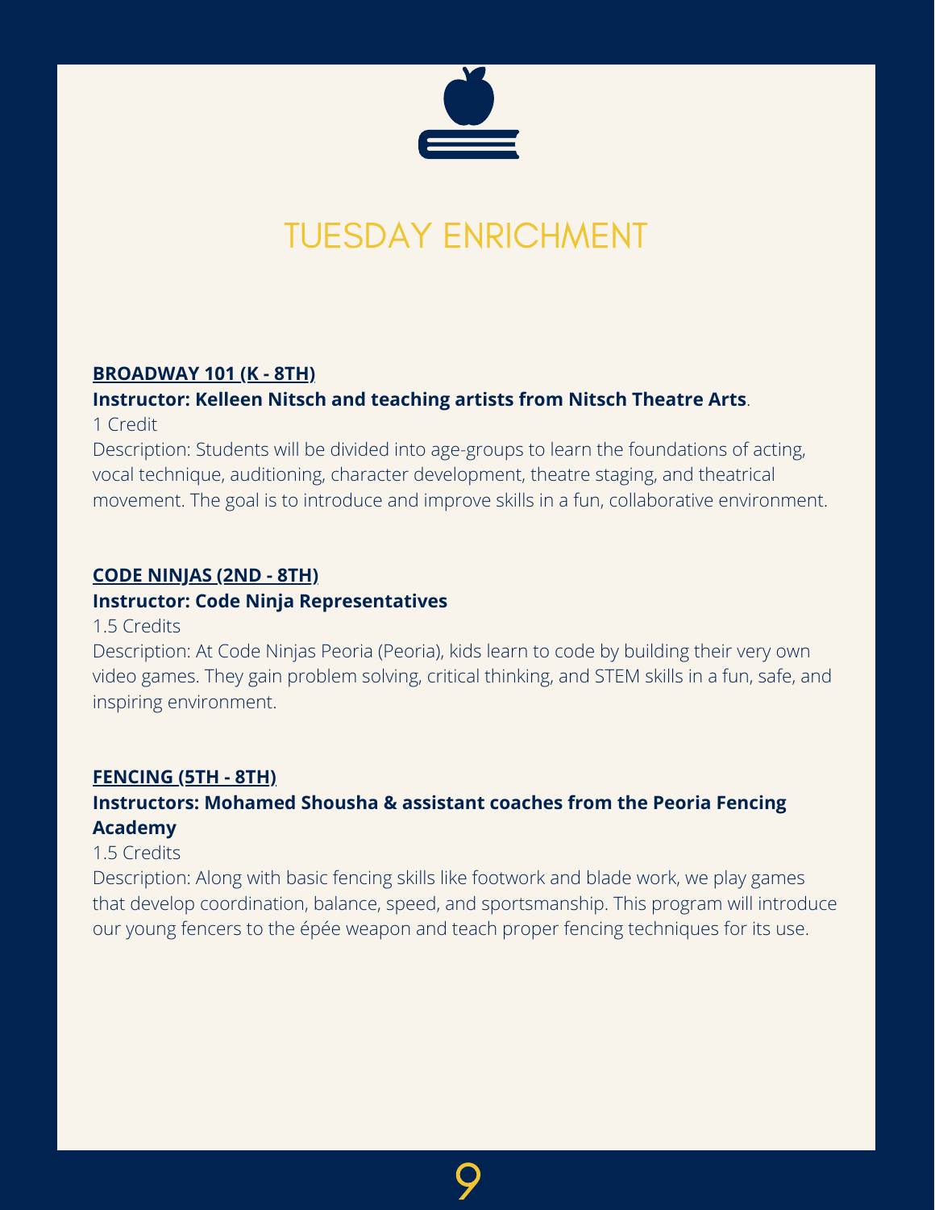# TUESDAY ENRICHMENT

**BROADWAY 101 (K - 8TH)**

**Instructor: Kelleen Nitsch and teaching artists from Nitsch Theatre Arts**.

1 Credit

Description: Students will be divided into age-groups to learn the foundations of acting, vocal technique, auditioning, character development, theatre staging, and theatrical movement. The goal is to introduce and improve skills in a fun, collaborative environment.

**CODE NINJAS (2ND - 8TH)**

**Instructor: Code Ninja Representatives**

1.5 Credits

Description: At Code Ninjas Peoria (Peoria), kids learn to code by building their very own video games. They gain problem solving, critical thinking, and STEM skills in a fun, safe, and inspiring environment.

**FENCING (5TH - 8TH)**

**Instructors: Mohamed Shousha & assistant coaches from the Peoria Fencing Academy**

1.5 Credits

Description: Along with basic fencing skills like footwork and blade work, we play games that develop coordination, balance, speed, and sportsmanship. This program will introduce our young fencers to the épée weapon and teach proper fencing techniques for its use.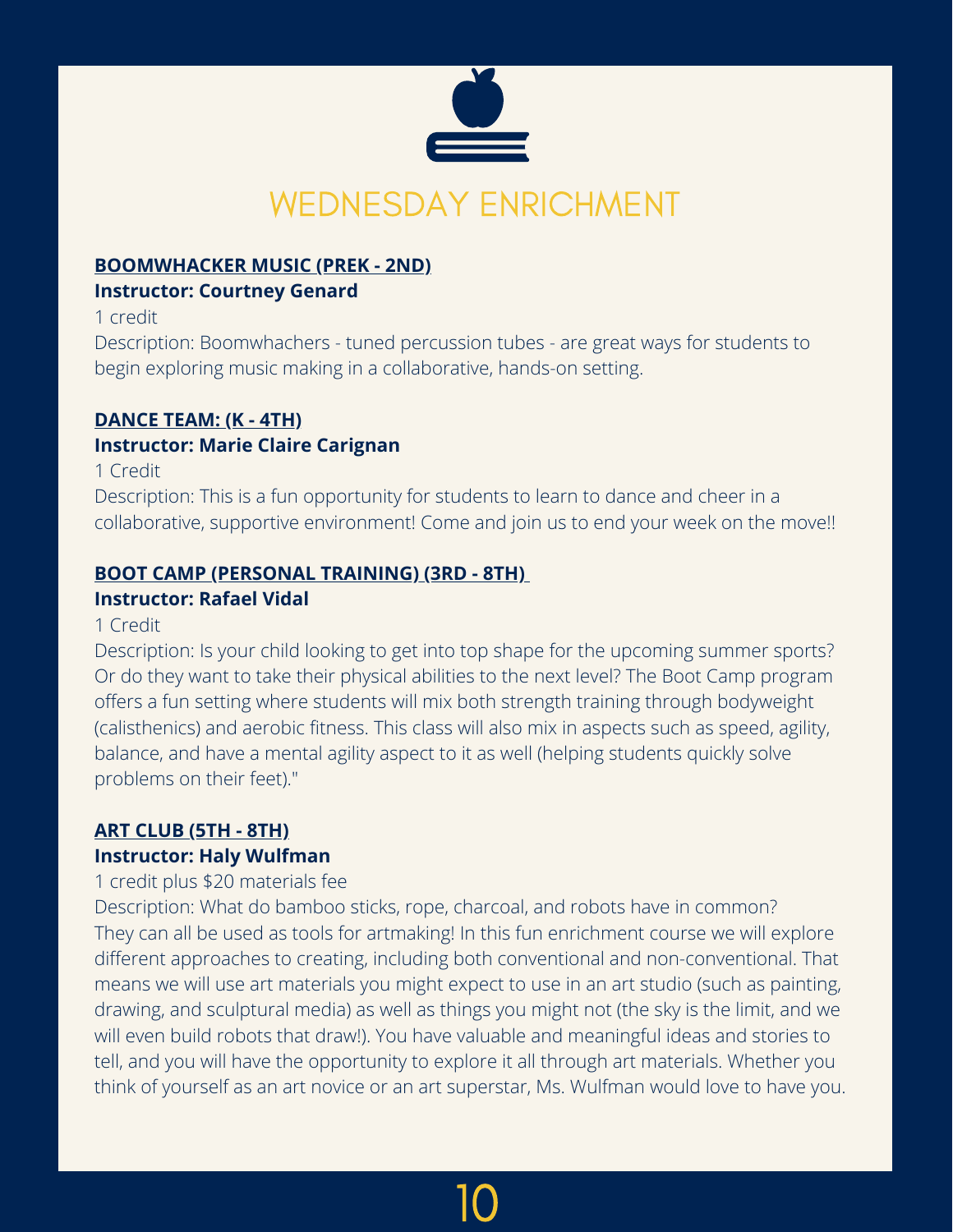# WEDNESDAY ENRICHMENT

**BOOMWHACKER MUSIC (PREK - 2ND)**
**Instructor: Courtney Genard**
1 credit
Description: Boomwhachers - tuned percussion tubes - are great ways for students to begin exploring music making in a collaborative, hands-on setting.

**DANCE TEAM: (K - 4TH)**
**Instructor: Marie Claire Carignan**
1 Credit
Description: This is a fun opportunity for students to learn to dance and cheer in a collaborative, supportive environment! Come and join us to end your week on the move!!

**BOOT CAMP (PERSONAL TRAINING) (3RD - 8TH)**
**Instructor: Rafael Vidal**
1 Credit
Description: Is your child looking to get into top shape for the upcoming summer sports? Or do they want to take their physical abilities to the next level? The Boot Camp program offers a fun setting where students will mix both strength training through bodyweight (calisthenics) and aerobic fitness. This class will also mix in aspects such as speed, agility, balance, and have a mental agility aspect to it as well (helping students quickly solve problems on their feet)."

**ART CLUB (5TH - 8TH)**
**Instructor: Haly Wulfman**
1 credit plus $20 materials fee
Description: What do bamboo sticks, rope, charcoal, and robots have in common? They can all be used as tools for artmaking! In this fun enrichment course we will explore different approaches to creating, including both conventional and non-conventional. That means we will use art materials you might expect to use in an art studio (such as painting, drawing, and sculptural media) as well as things you might not (the sky is the limit, and we will even build robots that draw!). You have valuable and meaningful ideas and stories to tell, and you will have the opportunity to explore it all through art materials. Whether you think of yourself as an art novice or an art superstar, Ms. Wulfman would love to have you.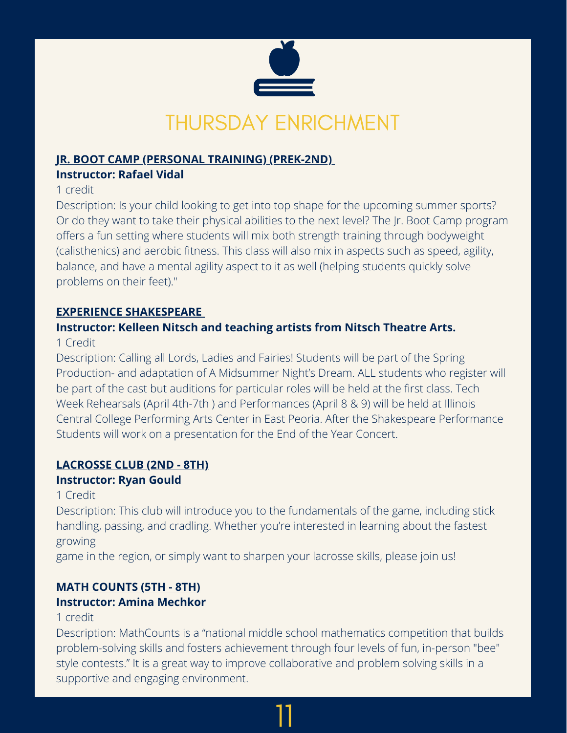# THURSDAY ENRICHMENT

### JR. BOOT CAMP (PERSONAL TRAINING) (PREK-2ND)

**Instructor: Rafael Vidal**

1 credit

Description: Is your child looking to get into top shape for the upcoming summer sports? Or do they want to take their physical abilities to the next level? The Jr. Boot Camp program offers a fun setting where students will mix both strength training through bodyweight (calisthenics) and aerobic fitness. This class will also mix in aspects such as speed, agility, balance, and have a mental agility aspect to it as well (helping students quickly solve problems on their feet)."

### EXPERIENCE SHAKESPEARE

**Instructor: Kelleen Nitsch and teaching artists from Nitsch Theatre Arts.**

1 Credit

Description: Calling all Lords, Ladies and Fairies! Students will be part of the Spring Production- and adaptation of A Midsummer Night's Dream. ALL students who register will be part of the cast but auditions for particular roles will be held at the first class. Tech Week Rehearsals (April 4th-7th ) and Performances (April 8 & 9) will be held at Illinois Central College Performing Arts Center in East Peoria. After the Shakespeare Performance Students will work on a presentation for the End of the Year Concert.

### LACROSSE CLUB (2ND - 8TH)

**Instructor: Ryan Gould**

1 Credit

Description: This club will introduce you to the fundamentals of the game, including stick handling, passing, and cradling. Whether you're interested in learning about the fastest growing game in the region, or simply want to sharpen your lacrosse skills, please join us!

### MATH COUNTS (5TH - 8TH)

**Instructor: Amina Mechkor**

1 credit

Description: MathCounts is a "national middle school mathematics competition that builds problem-solving skills and fosters achievement through four levels of fun, in-person "bee" style contests." It is a great way to improve collaborative and problem solving skills in a supportive and engaging environment.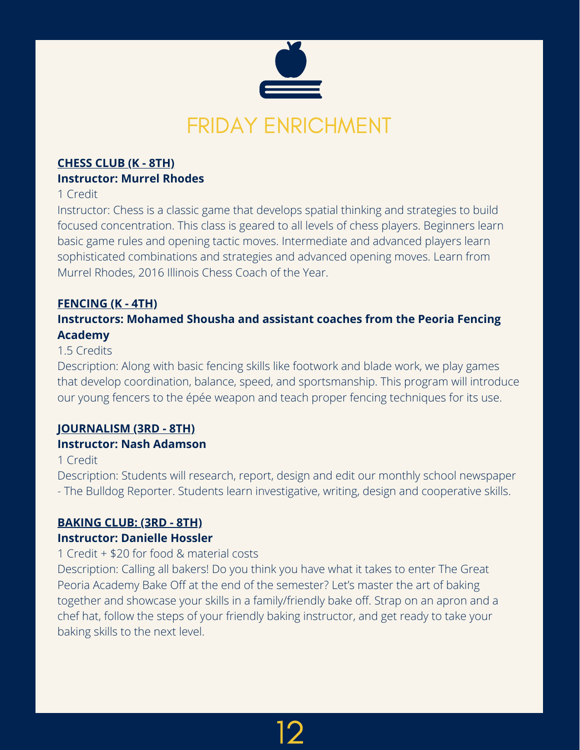# FRIDAY ENRICHMENT

**CHESS CLUB (K - 8TH)**
**Instructor: Murrel Rhodes**

1 Credit

Instructor: Chess is a classic game that develops spatial thinking and strategies to build focused concentration. This class is geared to all levels of chess players. Beginners learn basic game rules and opening tactic moves. Intermediate and advanced players learn sophisticated combinations and strategies and advanced opening moves. Learn from Murrel Rhodes, 2016 Illinois Chess Coach of the Year.

**FENCING (K - 4TH)**
**Instructors: Mohamed Shousha and assistant coaches from the Peoria Fencing Academy**

1.5 Credits

Description: Along with basic fencing skills like footwork and blade work, we play games that develop coordination, balance, speed, and sportsmanship. This program will introduce our young fencers to the épée weapon and teach proper fencing techniques for its use.

**JOURNALISM (3RD - 8TH)**
**Instructor: Nash Adamson**

1 Credit

Description: Students will research, report, design and edit our monthly school newspaper - The Bulldog Reporter. Students learn investigative, writing, design and cooperative skills.

**BAKING CLUB: (3RD - 8TH)**
**Instructor: Danielle Hossler**

1 Credit + $20 for food & material costs

Description: Calling all bakers! Do you think you have what it takes to enter The Great Peoria Academy Bake Off at the end of the semester? Let's master the art of baking together and showcase your skills in a family/friendly bake off. Strap on an apron and a chef hat, follow the steps of your friendly baking instructor, and get ready to take your baking skills to the next level.